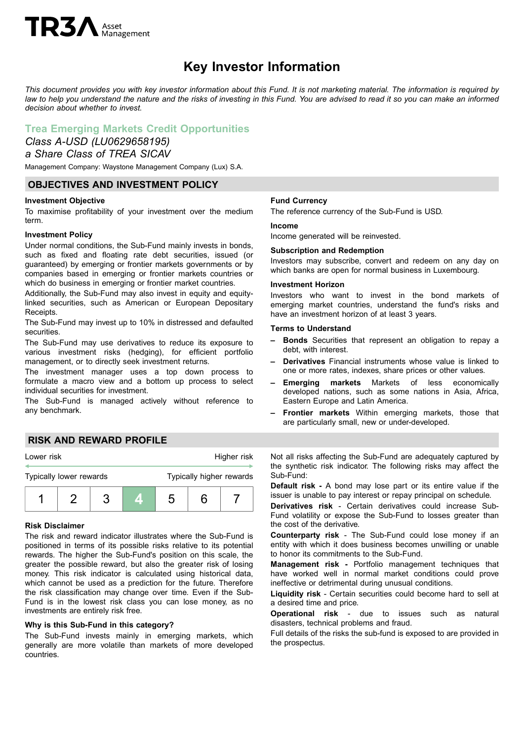TR3A Asset Management

# Key Investor Information

*This document provides you with key investor information about this Fund. It is not marketing material. The information is required by law to help you understand the nature and the risks of investing in this Fund. You are advised to read it so you can make an informed decision about whether to invest.*

## Trea Emerging Markets Credit Opportunities

*Class A-USD (LU0629658195)*

*a Share Class of TREA SICAV*

Management Company: Waystone Management Company (Lux) S.A.

## OBJECTIVES AND INVESTMENT POLICY

**Investment Objective**

To maximise profitability of your investment over the medium term.

**Investment Policy**

Under normal conditions, the Sub-Fund mainly invests in bonds, such as fixed and floating rate debt securities, issued (or guaranteed) by emerging or frontier markets governments or by companies based in emerging or frontier markets countries or which do business in emerging or frontier market countries.

Additionally, the Sub-Fund may also invest in equity and equity-linked securities, such as American or European Depositary Receipts.

The Sub-Fund may invest up to 10% in distressed and defaulted securities.

The Sub-Fund may use derivatives to reduce its exposure to various investment risks (hedging), for efficient portfolio management, or to directly seek investment returns.

The investment manager uses a top down process to formulate a macro view and a bottom up process to select individual securities for investment.

The Sub-Fund is managed actively without reference to any benchmark.

**Fund Currency**

The reference currency of the Sub-Fund is USD.

**Income**

Income generated will be reinvested.

**Subscription and Redemption**

Investors may subscribe, convert and redeem on any day on which banks are open for normal business in Luxembourg.

**Investment Horizon**

Investors who want to invest in the bond markets of emerging market countries, understand the fund's risks and have an investment horizon of at least 3 years.

**Terms to Understand**

- **Bonds** Securities that represent an obligation to repay a debt, with interest.
- **Derivatives** Financial instruments whose value is linked to one or more rates, indexes, share prices or other values.
- **Emerging markets** Markets of less economically developed nations, such as some nations in Asia, Africa, Eastern Europe and Latin America.
- **Frontier markets** Within emerging markets, those that are particularly small, new or under-developed.

## RISK AND REWARD PROFILE

| Lower risk | | | | | | Higher risk |
|---|---|---|---|---|---|---|
| Typically lower rewards | | | | | | Typically higher rewards |
| 1 | 2 | 3 | **4** | 5 | 6 | 7 |

**Risk Disclaimer**

The risk and reward indicator illustrates where the Sub-Fund is positioned in terms of its possible risks relative to its potential rewards. The higher the Sub-Fund's position on this scale, the greater the possible reward, but also the greater risk of losing money. This risk indicator is calculated using historical data, which cannot be used as a prediction for the future. Therefore the risk classification may change over time. Even if the Sub-Fund is in the lowest risk class you can lose money, as no investments are entirely risk free.

**Why is this Sub-Fund in this category?**

The Sub-Fund invests mainly in emerging markets, which generally are more volatile than markets of more developed countries.

Not all risks affecting the Sub-Fund are adequately captured by the synthetic risk indicator. The following risks may affect the Sub-Fund:

**Default risk -** A bond may lose part or its entire value if the issuer is unable to pay interest or repay principal on schedule.

**Derivatives risk** - Certain derivatives could increase Sub-Fund volatility or expose the Sub-Fund to losses greater than the cost of the derivative.

**Counterparty risk** - The Sub-Fund could lose money if an entity with which it does business becomes unwilling or unable to honor its commitments to the Sub-Fund.

**Management risk -** Portfolio management techniques that have worked well in normal market conditions could prove ineffective or detrimental during unusual conditions.

**Liquidity risk** - Certain securities could become hard to sell at a desired time and price.

**Operational risk** - due to issues such as natural disasters, technical problems and fraud.

Full details of the risks the sub-fund is exposed to are provided in the prospectus.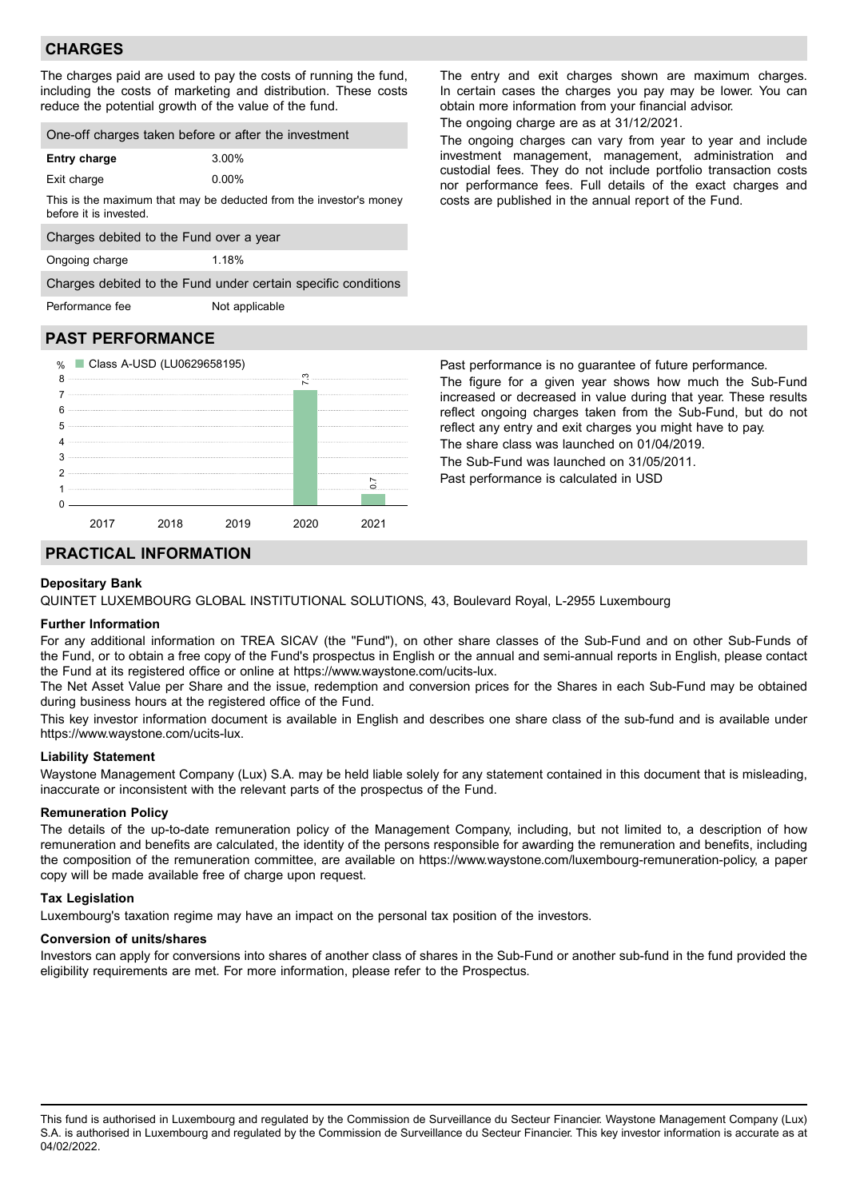## CHARGES

The charges paid are used to pay the costs of running the fund, including the costs of marketing and distribution. These costs reduce the potential growth of the value of the fund.

| One-off charges taken before or after the investment | |
|---|---|
| **Entry charge** | 3.00% |
| Exit charge | 0.00% |

This is the maximum that may be deducted from the investor's money before it is invested.

| Charges debited to the Fund over a year | |
|---|---|
| Ongoing charge | 1.18% |

| Charges debited to the Fund under certain specific conditions | |
|---|---|
| Performance fee | Not applicable |

The entry and exit charges shown are maximum charges. In certain cases the charges you pay may be lower. You can obtain more information from your financial advisor.

The ongoing charge are as at 31/12/2021.

The ongoing charges can vary from year to year and include investment management, management, administration and custodial fees. They do not include portfolio transaction costs nor performance fees. Full details of the exact charges and costs are published in the annual report of the Fund.

## PAST PERFORMANCE

%
Class A-USD (LU0629658195)
8
7
6
5
4
3
2
1
0
7.3
0.7
2017 2018 2019 2020 2021

Past performance is no guarantee of future performance.

The figure for a given year shows how much the Sub-Fund increased or decreased in value during that year. These results reflect ongoing charges taken from the Sub-Fund, but do not reflect any entry and exit charges you might have to pay.

The share class was launched on 01/04/2019.

The Sub-Fund was launched on 31/05/2011.

Past performance is calculated in USD

## PRACTICAL INFORMATION

**Depositary Bank**

QUINTET LUXEMBOURG GLOBAL INSTITUTIONAL SOLUTIONS, 43, Boulevard Royal, L-2955 Luxembourg

**Further Information**

For any additional information on TREA SICAV (the "Fund"), on other share classes of the Sub-Fund and on other Sub-Funds of the Fund, or to obtain a free copy of the Fund's prospectus in English or the annual and semi-annual reports in English, please contact the Fund at its registered office or online at https://www.waystone.com/ucits-lux.

The Net Asset Value per Share and the issue, redemption and conversion prices for the Shares in each Sub-Fund may be obtained during business hours at the registered office of the Fund.

This key investor information document is available in English and describes one share class of the sub-fund and is available under https://www.waystone.com/ucits-lux.

**Liability Statement**

Waystone Management Company (Lux) S.A. may be held liable solely for any statement contained in this document that is misleading, inaccurate or inconsistent with the relevant parts of the prospectus of the Fund.

**Remuneration Policy**

The details of the up-to-date remuneration policy of the Management Company, including, but not limited to, a description of how remuneration and benefits are calculated, the identity of the persons responsible for awarding the remuneration and benefits, including the composition of the remuneration committee, are available on https://www.waystone.com/luxembourg-remuneration-policy, a paper copy will be made available free of charge upon request.

**Tax Legislation**

Luxembourg's taxation regime may have an impact on the personal tax position of the investors.

**Conversion of units/shares**

Investors can apply for conversions into shares of another class of shares in the Sub-Fund or another sub-fund in the fund provided the eligibility requirements are met. For more information, please refer to the Prospectus.

This fund is authorised in Luxembourg and regulated by the Commission de Surveillance du Secteur Financier. Waystone Management Company (Lux) S.A. is authorised in Luxembourg and regulated by the Commission de Surveillance du Secteur Financier. This key investor information is accurate as at 04/02/2022.